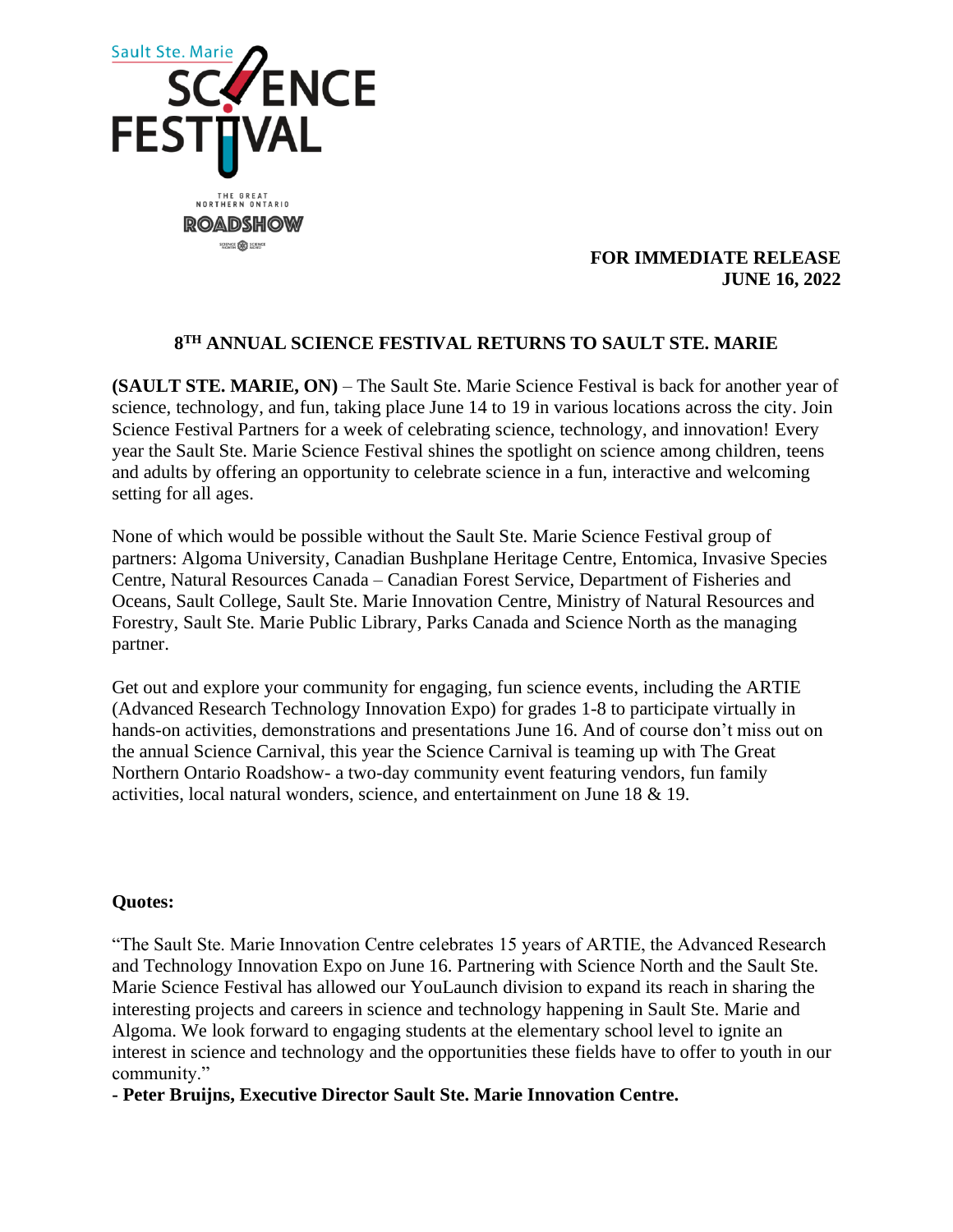Sault Ste. Marie SCIENCE FESTIVAL

THE GREAT NORTHERN ONTARIO ROADSHOW

**FOR IMMEDIATE RELEASE**
**JUNE 16, 2022**

# 8TH ANNUAL SCIENCE FESTIVAL RETURNS TO SAULT STE. MARIE

**(SAULT STE. MARIE, ON)** – The Sault Ste. Marie Science Festival is back for another year of science, technology, and fun, taking place June 14 to 19 in various locations across the city. Join Science Festival Partners for a week of celebrating science, technology, and innovation! Every year the Sault Ste. Marie Science Festival shines the spotlight on science among children, teens and adults by offering an opportunity to celebrate science in a fun, interactive and welcoming setting for all ages.

None of which would be possible without the Sault Ste. Marie Science Festival group of partners: Algoma University, Canadian Bushplane Heritage Centre, Entomica, Invasive Species Centre, Natural Resources Canada – Canadian Forest Service, Department of Fisheries and Oceans, Sault College, Sault Ste. Marie Innovation Centre, Ministry of Natural Resources and Forestry, Sault Ste. Marie Public Library, Parks Canada and Science North as the managing partner.

Get out and explore your community for engaging, fun science events, including the ARTIE (Advanced Research Technology Innovation Expo) for grades 1-8 to participate virtually in hands-on activities, demonstrations and presentations June 16. And of course don't miss out on the annual Science Carnival, this year the Science Carnival is teaming up with The Great Northern Ontario Roadshow- a two-day community event featuring vendors, fun family activities, local natural wonders, science, and entertainment on June 18 & 19.

**Quotes:**

"The Sault Ste. Marie Innovation Centre celebrates 15 years of ARTIE, the Advanced Research and Technology Innovation Expo on June 16. Partnering with Science North and the Sault Ste. Marie Science Festival has allowed our YouLaunch division to expand its reach in sharing the interesting projects and careers in science and technology happening in Sault Ste. Marie and Algoma. We look forward to engaging students at the elementary school level to ignite an interest in science and technology and the opportunities these fields have to offer to youth in our community."

**- Peter Bruijns, Executive Director Sault Ste. Marie Innovation Centre.**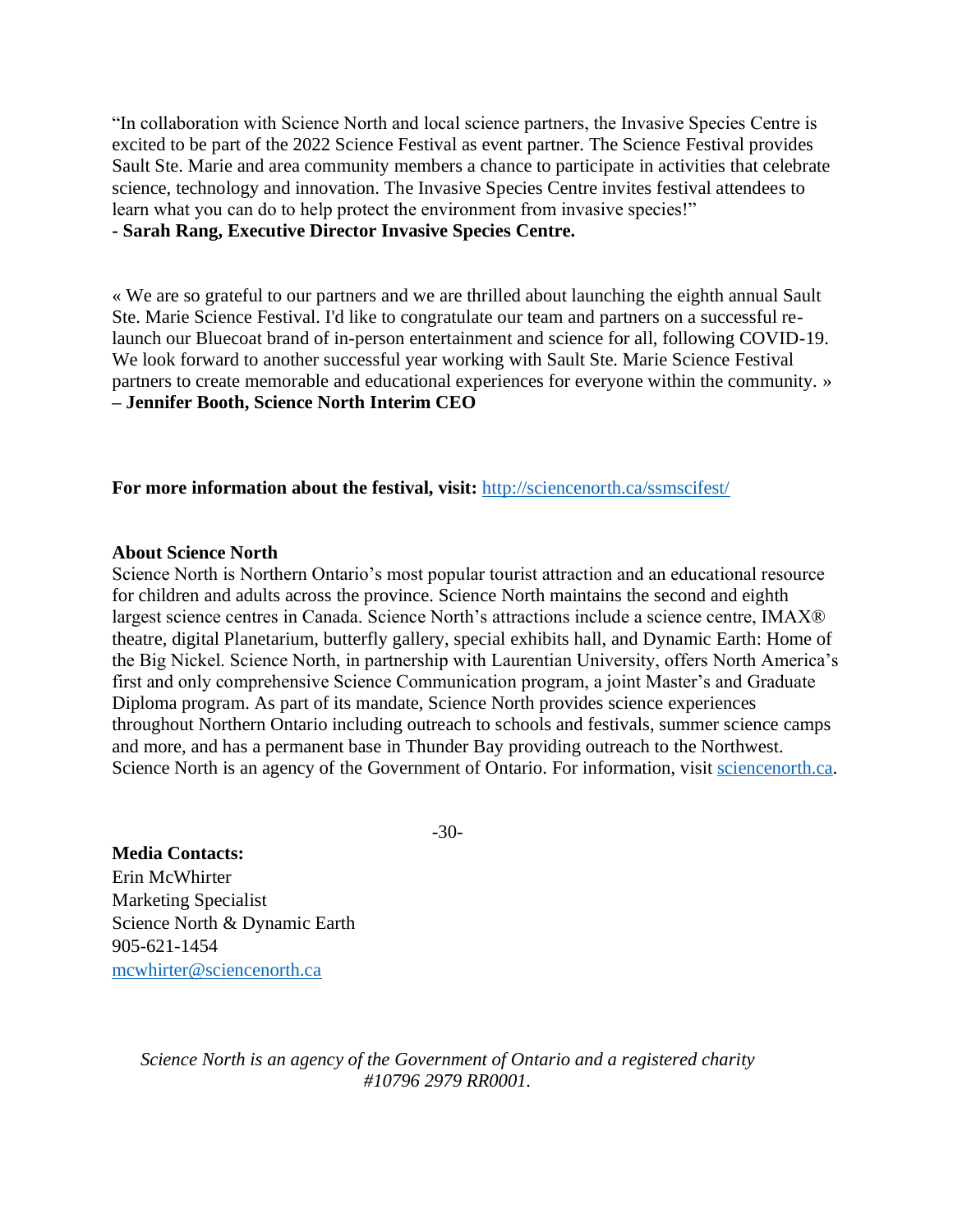"In collaboration with Science North and local science partners, the Invasive Species Centre is excited to be part of the 2022 Science Festival as event partner. The Science Festival provides Sault Ste. Marie and area community members a chance to participate in activities that celebrate science, technology and innovation. The Invasive Species Centre invites festival attendees to learn what you can do to help protect the environment from invasive species!"
**- Sarah Rang, Executive Director Invasive Species Centre.**

« We are so grateful to our partners and we are thrilled about launching the eighth annual Sault Ste. Marie Science Festival. I'd like to congratulate our team and partners on a successful re-launch our Bluecoat brand of in-person entertainment and science for all, following COVID-19. We look forward to another successful year working with Sault Ste. Marie Science Festival partners to create memorable and educational experiences for everyone within the community. »
**– Jennifer Booth, Science North Interim CEO**

**For more information about the festival, visit:** [http://sciencenorth.ca/ssmscifest/](http://sciencenorth.ca/ssmscifest/)

**About Science North**
Science North is Northern Ontario's most popular tourist attraction and an educational resource for children and adults across the province. Science North maintains the second and eighth largest science centres in Canada. Science North's attractions include a science centre, IMAX® theatre, digital Planetarium, butterfly gallery, special exhibits hall, and Dynamic Earth: Home of the Big Nickel. Science North, in partnership with Laurentian University, offers North America's first and only comprehensive Science Communication program, a joint Master's and Graduate Diploma program. As part of its mandate, Science North provides science experiences throughout Northern Ontario including outreach to schools and festivals, summer science camps and more, and has a permanent base in Thunder Bay providing outreach to the Northwest. Science North is an agency of the Government of Ontario. For information, visit [sciencenorth.ca](sciencenorth.ca).

-30-

**Media Contacts:**
Erin McWhirter
Marketing Specialist
Science North & Dynamic Earth
905-621-1454
[mcwhirter@sciencenorth.ca](mailto:mcwhirter@sciencenorth.ca)

*Science North is an agency of the Government of Ontario and a registered charity #10796 2979 RR0001.*